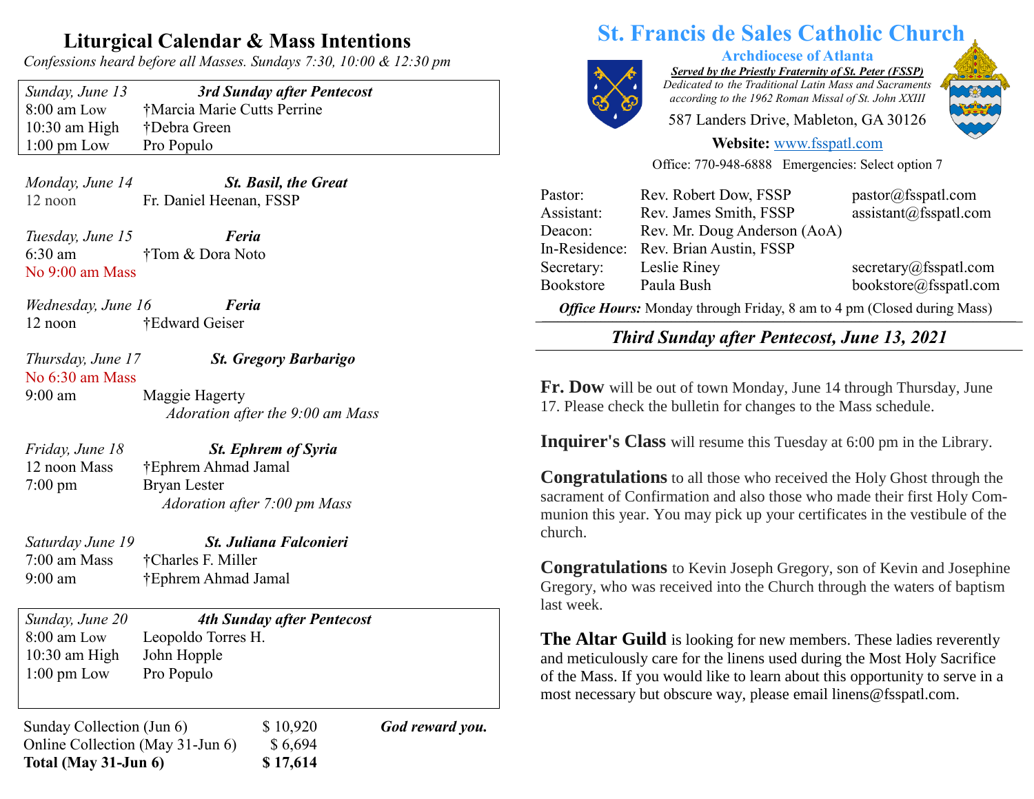# Liturgical Calendar & Mass Intentions

*Confessions heard before all Masses. Sundays 7:30, 10:00 & 12:30 pm*

| *Sunday, June 13* | ***3rd Sunday after Pentecost*** |
|---|---|
| 8:00 am Low | †Marcia Marie Cutts Perrine |
| 10:30 am High | †Debra Green |
| 1:00 pm Low | Pro Populo |

*Monday, June 14* — ***St. Basil, the Great***
12 noon — Fr. Daniel Heenan, FSSP

*Tuesday, June 15* — ***Feria***
6:30 am — †Tom & Dora Noto
No 9:00 am Mass

*Wednesday, June 16* — ***Feria***
12 noon — †Edward Geiser

*Thursday, June 17* — ***St. Gregory Barbarigo***
No 6:30 am Mass
9:00 am — Maggie Hagerty
*Adoration after the 9:00 am Mass*

*Friday, June 18* — ***St. Ephrem of Syria***
12 noon Mass — †Ephrem Ahmad Jamal
7:00 pm — Bryan Lester
*Adoration after 7:00 pm Mass*

*Saturday June 19* — ***St. Juliana Falconieri***
7:00 am Mass — †Charles F. Miller
9:00 am — †Ephrem Ahmad Jamal

| *Sunday, June 20* | ***4th Sunday after Pentecost*** |
|---|---|
| 8:00 am Low | Leopoldo Torres H. |
| 10:30 am High | John Hopple |
| 1:00 pm Low | Pro Populo |

| | | |
|---|---|---|
| Sunday Collection (Jun 6) | $ 10,920 | ***God reward you.*** |
| Online Collection (May 31-Jun 6) | $ 6,694 | |
| **Total (May 31-Jun 6)** | **$ 17,614** | |

# St. Francis de Sales Catholic Church

## Archdiocese of Atlanta

***Served by the Priestly Fraternity of St. Peter (FSSP)***
*Dedicated to the Traditional Latin Mass and Sacraments according to the 1962 Roman Missal of St. John XXIII*

587 Landers Drive, Mableton, GA 30126

**Website:** www.fsspatl.com

Office: 770-948-6888 Emergencies: Select option 7

| | | |
|---|---|---|
| Pastor: | Rev. Robert Dow, FSSP | pastor@fsspatl.com |
| Assistant: | Rev. James Smith, FSSP | assistant@fsspatl.com |
| Deacon: | Rev. Mr. Doug Anderson (AoA) | |
| In-Residence: | Rev. Brian Austin, FSSP | |
| Secretary: | Leslie Riney | secretary@fsspatl.com |
| Bookstore | Paula Bush | bookstore@fsspatl.com |

***Office Hours:*** Monday through Friday, 8 am to 4 pm (Closed during Mass)

## *Third Sunday after Pentecost, June 13, 2021*

**Fr. Dow** will be out of town Monday, June 14 through Thursday, June 17. Please check the bulletin for changes to the Mass schedule.

**Inquirer's Class** will resume this Tuesday at 6:00 pm in the Library.

**Congratulations** to all those who received the Holy Ghost through the sacrament of Confirmation and also those who made their first Holy Communion this year. You may pick up your certificates in the vestibule of the church.

**Congratulations** to Kevin Joseph Gregory, son of Kevin and Josephine Gregory, who was received into the Church through the waters of baptism last week.

**The Altar Guild** is looking for new members. These ladies reverently and meticulously care for the linens used during the Most Holy Sacrifice of the Mass. If you would like to learn about this opportunity to serve in a most necessary but obscure way, please email linens@fsspatl.com.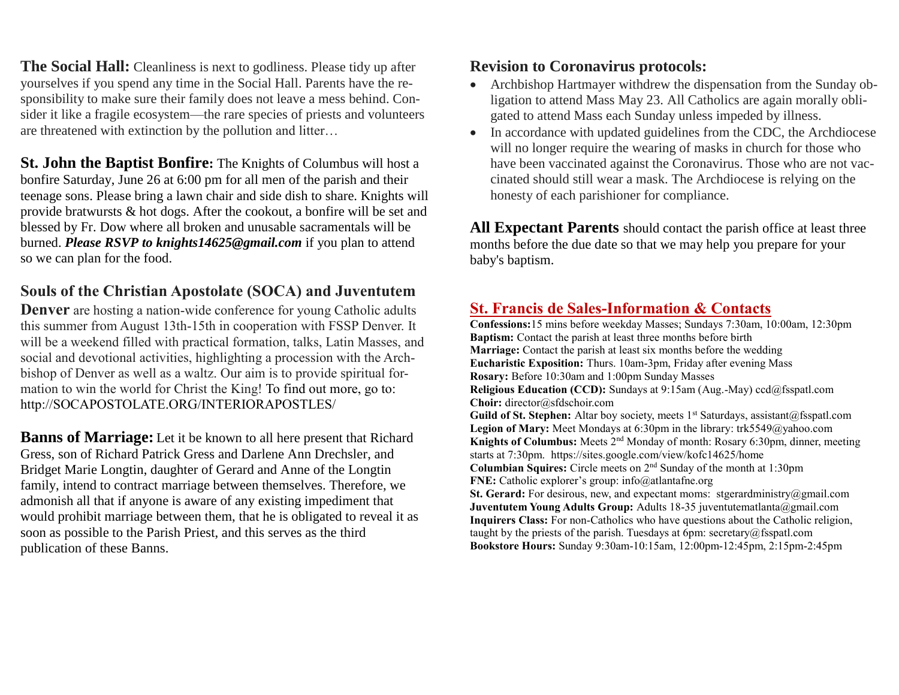**The Social Hall:** Cleanliness is next to godliness. Please tidy up after yourselves if you spend any time in the Social Hall. Parents have the responsibility to make sure their family does not leave a mess behind. Consider it like a fragile ecosystem—the rare species of priests and volunteers are threatened with extinction by the pollution and litter…

**St. John the Baptist Bonfire:** The Knights of Columbus will host a bonfire Saturday, June 26 at 6:00 pm for all men of the parish and their teenage sons. Please bring a lawn chair and side dish to share. Knights will provide bratwursts & hot dogs. After the cookout, a bonfire will be set and blessed by Fr. Dow where all broken and unusable sacramentals will be burned. ***Please RSVP to knights14625@gmail.com*** if you plan to attend so we can plan for the food.

**Souls of the Christian Apostolate (SOCA) and Juventutem Denver** are hosting a nation-wide conference for young Catholic adults this summer from August 13th-15th in cooperation with FSSP Denver. It will be a weekend filled with practical formation, talks, Latin Masses, and social and devotional activities, highlighting a procession with the Archbishop of Denver as well as a waltz. Our aim is to provide spiritual formation to win the world for Christ the King! To find out more, go to: http://SOCAPOSTOLATE.ORG/INTERIORAPOSTLES/

**Banns of Marriage:** Let it be known to all here present that Richard Gress, son of Richard Patrick Gress and Darlene Ann Drechsler, and Bridget Marie Longtin, daughter of Gerard and Anne of the Longtin family, intend to contract marriage between themselves. Therefore, we admonish all that if anyone is aware of any existing impediment that would prohibit marriage between them, that he is obligated to reveal it as soon as possible to the Parish Priest, and this serves as the third publication of these Banns.

## Revision to Coronavirus protocols:

- Archbishop Hartmayer withdrew the dispensation from the Sunday obligation to attend Mass May 23. All Catholics are again morally obligated to attend Mass each Sunday unless impeded by illness.
- In accordance with updated guidelines from the CDC, the Archdiocese will no longer require the wearing of masks in church for those who have been vaccinated against the Coronavirus. Those who are not vaccinated should still wear a mask. The Archdiocese is relying on the honesty of each parishioner for compliance.

**All Expectant Parents** should contact the parish office at least three months before the due date so that we may help you prepare for your baby's baptism.

## St. Francis de Sales-Information & Contacts

**Confessions:** 15 mins before weekday Masses; Sundays 7:30am, 10:00am, 12:30pm
**Baptism:** Contact the parish at least three months before birth
**Marriage:** Contact the parish at least six months before the wedding
**Eucharistic Exposition:** Thurs. 10am-3pm, Friday after evening Mass
**Rosary:** Before 10:30am and 1:00pm Sunday Masses
**Religious Education (CCD):** Sundays at 9:15am (Aug.-May) ccd@fsspatl.com
**Choir:** director@sfdschoir.com
**Guild of St. Stephen:** Altar boy society, meets 1st Saturdays, assistant@fsspatl.com
**Legion of Mary:** Meet Mondays at 6:30pm in the library: trk5549@yahoo.com
**Knights of Columbus:** Meets 2nd Monday of month: Rosary 6:30pm, dinner, meeting starts at 7:30pm. https://sites.google.com/view/kofc14625/home
**Columbian Squires:** Circle meets on 2nd Sunday of the month at 1:30pm
**FNE:** Catholic explorer's group: info@atlantafne.org
**St. Gerard:** For desirous, new, and expectant moms: stgerardministry@gmail.com
**Juventutem Young Adults Group:** Adults 18-35 juventutematlanta@gmail.com
**Inquirers Class:** For non-Catholics who have questions about the Catholic religion, taught by the priests of the parish. Tuesdays at 6pm: secretary@fsspatl.com
**Bookstore Hours:** Sunday 9:30am-10:15am, 12:00pm-12:45pm, 2:15pm-2:45pm